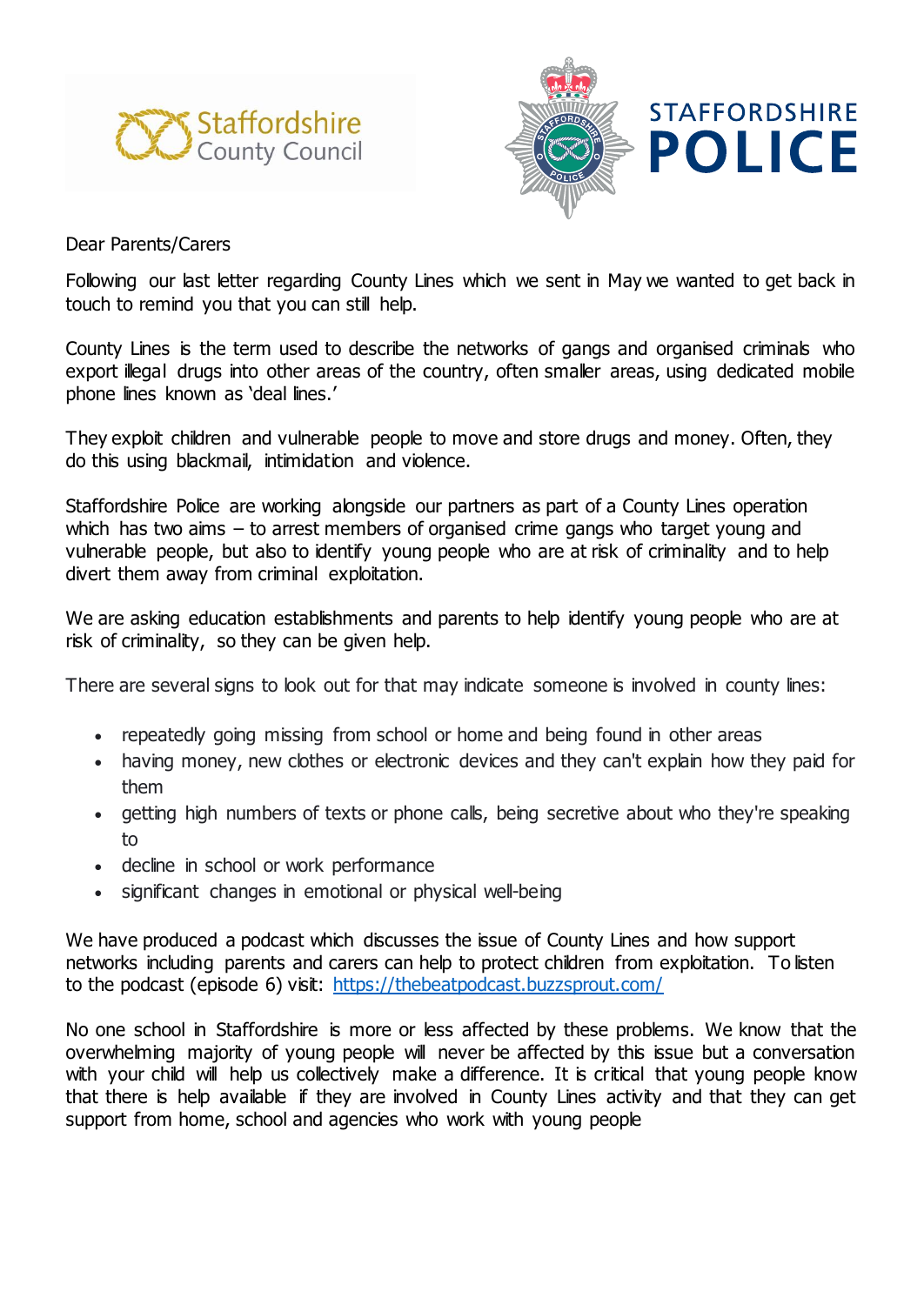Staffordshire County Council

STAFFORDSHIRE POLICE

Dear Parents/Carers

Following our last letter regarding County Lines which we sent in May we wanted to get back in touch to remind you that you can still help.

County Lines is the term used to describe the networks of gangs and organised criminals who export illegal drugs into other areas of the country, often smaller areas, using dedicated mobile phone lines known as 'deal lines.'

They exploit children and vulnerable people to move and store drugs and money. Often, they do this using blackmail, intimidation and violence.

Staffordshire Police are working alongside our partners as part of a County Lines operation which has two aims – to arrest members of organised crime gangs who target young and vulnerable people, but also to identify young people who are at risk of criminality and to help divert them away from criminal exploitation.

We are asking education establishments and parents to help identify young people who are at risk of criminality, so they can be given help.

There are several signs to look out for that may indicate someone is involved in county lines:

- repeatedly going missing from school or home and being found in other areas
- having money, new clothes or electronic devices and they can't explain how they paid for them
- getting high numbers of texts or phone calls, being secretive about who they're speaking to
- decline in school or work performance
- significant changes in emotional or physical well-being

We have produced a podcast which discusses the issue of County Lines and how support networks including parents and carers can help to protect children from exploitation. To listen to the podcast (episode 6) visit: [https://thebeatpodcast.buzzsprout.com/](https://thebeatpodcast.buzzsprout.com/)

No one school in Staffordshire is more or less affected by these problems. We know that the overwhelming majority of young people will never be affected by this issue but a conversation with your child will help us collectively make a difference. It is critical that young people know that there is help available if they are involved in County Lines activity and that they can get support from home, school and agencies who work with young people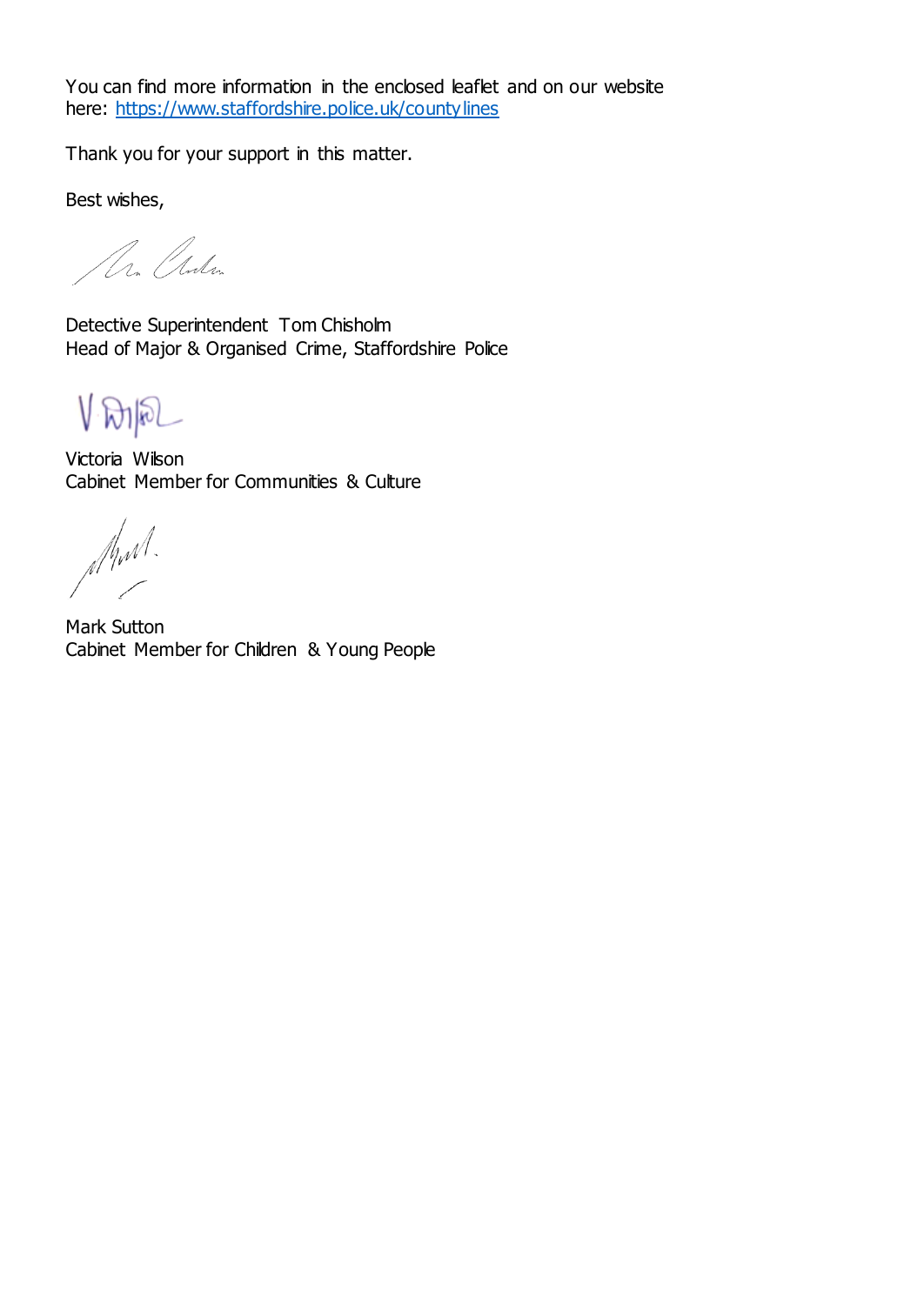You can find more information in the enclosed leaflet and on our website here: [https://www.staffordshire.police.uk/countylines](https://www.staffordshire.police.uk/countylines)

Thank you for your support in this matter.

Best wishes,

Detective Superintendent Tom Chisholm
Head of Major & Organised Crime, Staffordshire Police

Victoria Wilson
Cabinet Member for Communities & Culture

Mark Sutton
Cabinet Member for Children & Young People